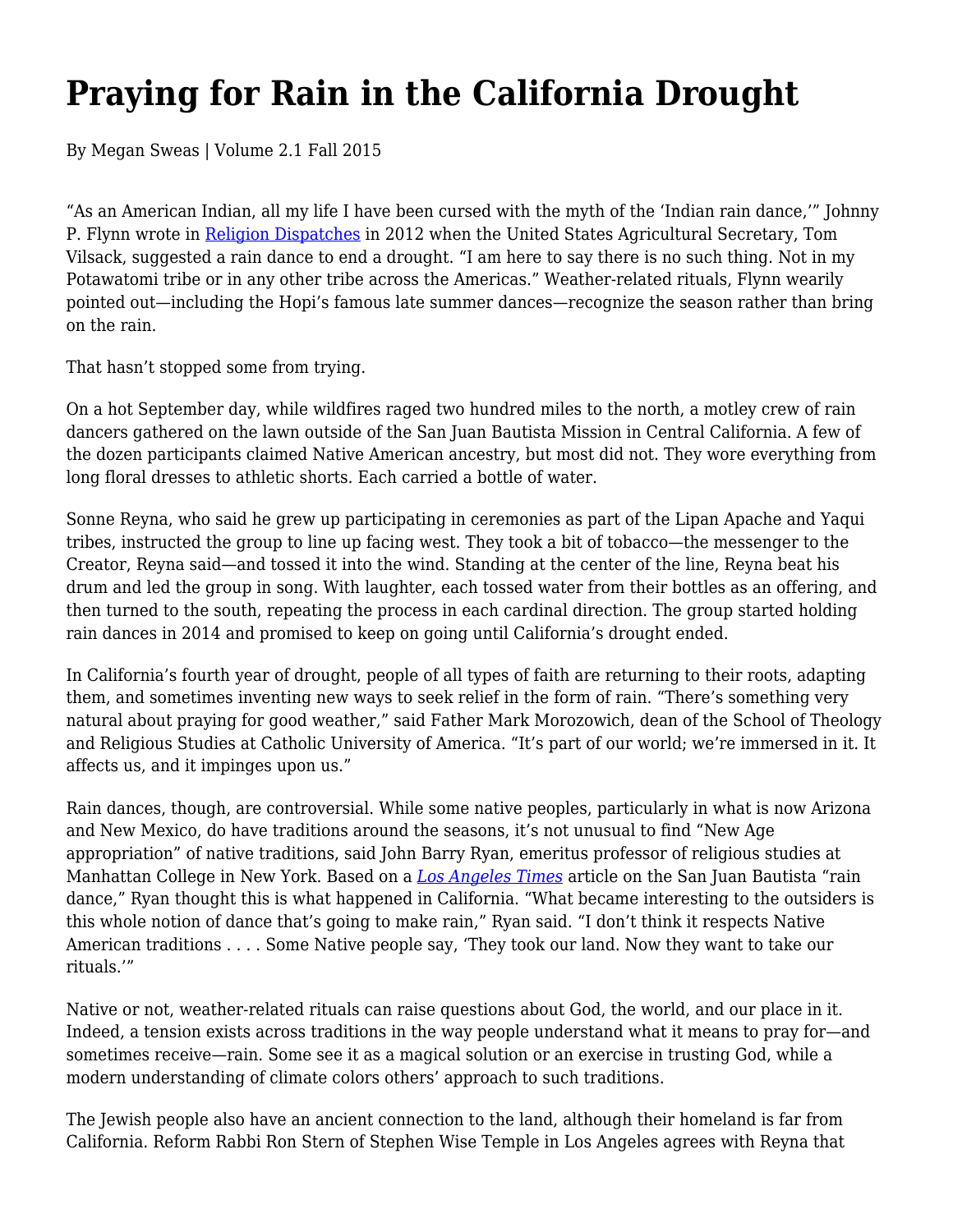# Praying for Rain in the California Drought

By Megan Sweas | Volume 2.1 Fall 2015

"As an American Indian, all my life I have been cursed with the myth of the 'Indian rain dance,'" Johnny P. Flynn wrote in Religion Dispatches in 2012 when the United States Agricultural Secretary, Tom Vilsack, suggested a rain dance to end a drought. "I am here to say there is no such thing. Not in my Potawatomi tribe or in any other tribe across the Americas." Weather-related rituals, Flynn wearily pointed out—including the Hopi's famous late summer dances—recognize the season rather than bring on the rain.

That hasn't stopped some from trying.

On a hot September day, while wildfires raged two hundred miles to the north, a motley crew of rain dancers gathered on the lawn outside of the San Juan Bautista Mission in Central California. A few of the dozen participants claimed Native American ancestry, but most did not. They wore everything from long floral dresses to athletic shorts. Each carried a bottle of water.

Sonne Reyna, who said he grew up participating in ceremonies as part of the Lipan Apache and Yaqui tribes, instructed the group to line up facing west. They took a bit of tobacco—the messenger to the Creator, Reyna said—and tossed it into the wind. Standing at the center of the line, Reyna beat his drum and led the group in song. With laughter, each tossed water from their bottles as an offering, and then turned to the south, repeating the process in each cardinal direction. The group started holding rain dances in 2014 and promised to keep on going until California's drought ended.

In California's fourth year of drought, people of all types of faith are returning to their roots, adapting them, and sometimes inventing new ways to seek relief in the form of rain. "There's something very natural about praying for good weather," said Father Mark Morozowich, dean of the School of Theology and Religious Studies at Catholic University of America. "It's part of our world; we're immersed in it. It affects us, and it impinges upon us."

Rain dances, though, are controversial. While some native peoples, particularly in what is now Arizona and New Mexico, do have traditions around the seasons, it's not unusual to find "New Age appropriation" of native traditions, said John Barry Ryan, emeritus professor of religious studies at Manhattan College in New York. Based on a *Los Angeles Times* article on the San Juan Bautista "rain dance," Ryan thought this is what happened in California. "What became interesting to the outsiders is this whole notion of dance that's going to make rain," Ryan said. "I don't think it respects Native American traditions . . . . Some Native people say, 'They took our land. Now they want to take our rituals.'"

Native or not, weather-related rituals can raise questions about God, the world, and our place in it. Indeed, a tension exists across traditions in the way people understand what it means to pray for—and sometimes receive—rain. Some see it as a magical solution or an exercise in trusting God, while a modern understanding of climate colors others' approach to such traditions.

The Jewish people also have an ancient connection to the land, although their homeland is far from California. Reform Rabbi Ron Stern of Stephen Wise Temple in Los Angeles agrees with Reyna that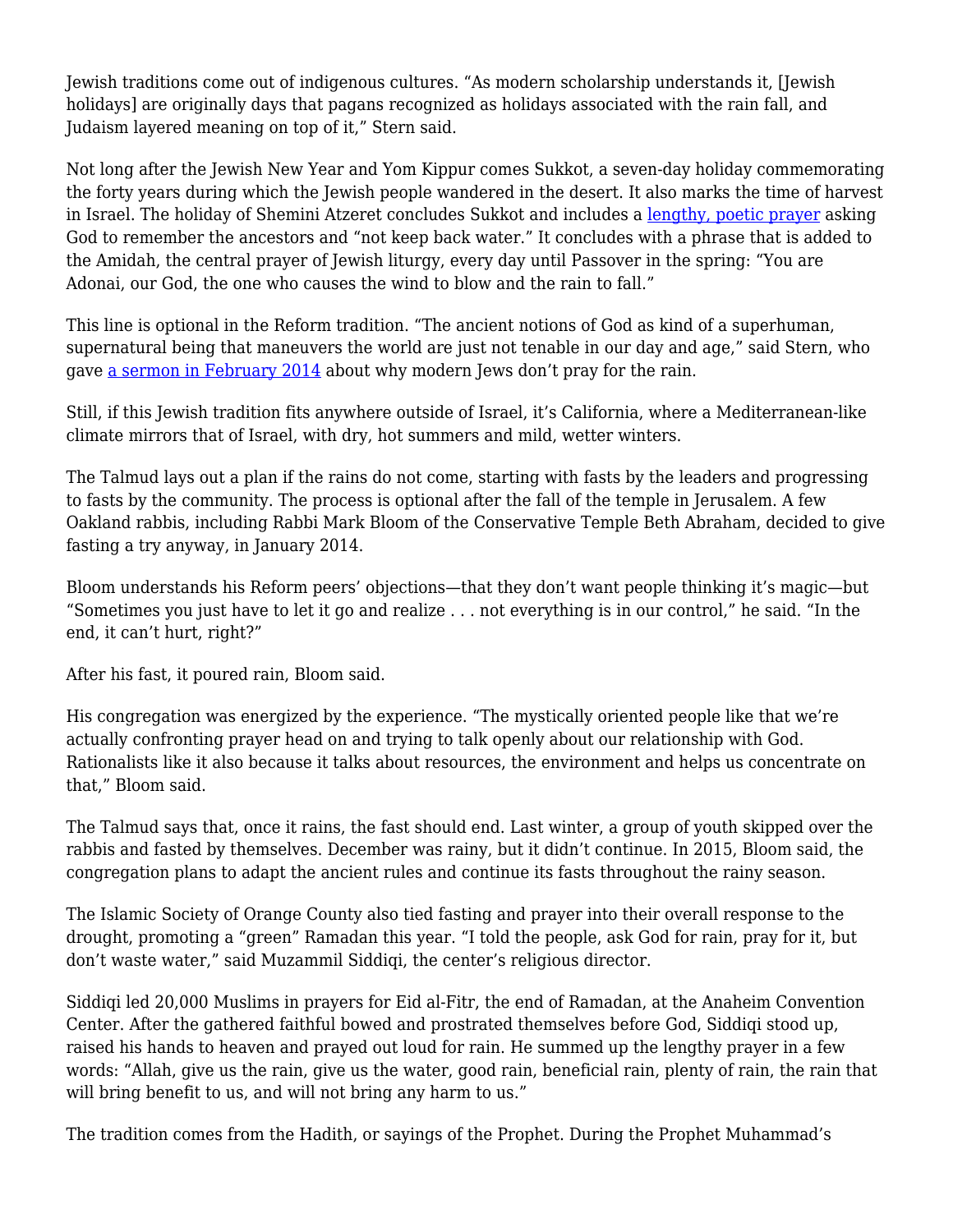Jewish traditions come out of indigenous cultures. “As modern scholarship understands it, [Jewish holidays] are originally days that pagans recognized as holidays associated with the rain fall, and Judaism layered meaning on top of it,” Stern said.

Not long after the Jewish New Year and Yom Kippur comes Sukkot, a seven-day holiday commemorating the forty years during which the Jewish people wandered in the desert. It also marks the time of harvest in Israel. The holiday of Shemini Atzeret concludes Sukkot and includes a lengthy, poetic prayer asking God to remember the ancestors and “not keep back water.” It concludes with a phrase that is added to the Amidah, the central prayer of Jewish liturgy, every day until Passover in the spring: “You are Adonai, our God, the one who causes the wind to blow and the rain to fall.”

This line is optional in the Reform tradition. “The ancient notions of God as kind of a superhuman, supernatural being that maneuvers the world are just not tenable in our day and age,” said Stern, who gave a sermon in February 2014 about why modern Jews don’t pray for the rain.

Still, if this Jewish tradition fits anywhere outside of Israel, it’s California, where a Mediterranean-like climate mirrors that of Israel, with dry, hot summers and mild, wetter winters.

The Talmud lays out a plan if the rains do not come, starting with fasts by the leaders and progressing to fasts by the community. The process is optional after the fall of the temple in Jerusalem. A few Oakland rabbis, including Rabbi Mark Bloom of the Conservative Temple Beth Abraham, decided to give fasting a try anyway, in January 2014.

Bloom understands his Reform peers’ objections—that they don’t want people thinking it’s magic—but “Sometimes you just have to let it go and realize . . . not everything is in our control,” he said. “In the end, it can’t hurt, right?”

After his fast, it poured rain, Bloom said.

His congregation was energized by the experience. “The mystically oriented people like that we’re actually confronting prayer head on and trying to talk openly about our relationship with God. Rationalists like it also because it talks about resources, the environment and helps us concentrate on that,” Bloom said.

The Talmud says that, once it rains, the fast should end. Last winter, a group of youth skipped over the rabbis and fasted by themselves. December was rainy, but it didn’t continue. In 2015, Bloom said, the congregation plans to adapt the ancient rules and continue its fasts throughout the rainy season.

The Islamic Society of Orange County also tied fasting and prayer into their overall response to the drought, promoting a “green” Ramadan this year. “I told the people, ask God for rain, pray for it, but don’t waste water,” said Muzammil Siddiqi, the center’s religious director.

Siddiqi led 20,000 Muslims in prayers for Eid al-Fitr, the end of Ramadan, at the Anaheim Convention Center. After the gathered faithful bowed and prostrated themselves before God, Siddiqi stood up, raised his hands to heaven and prayed out loud for rain. He summed up the lengthy prayer in a few words: “Allah, give us the rain, give us the water, good rain, beneficial rain, plenty of rain, the rain that will bring benefit to us, and will not bring any harm to us.”

The tradition comes from the Hadith, or sayings of the Prophet. During the Prophet Muhammad’s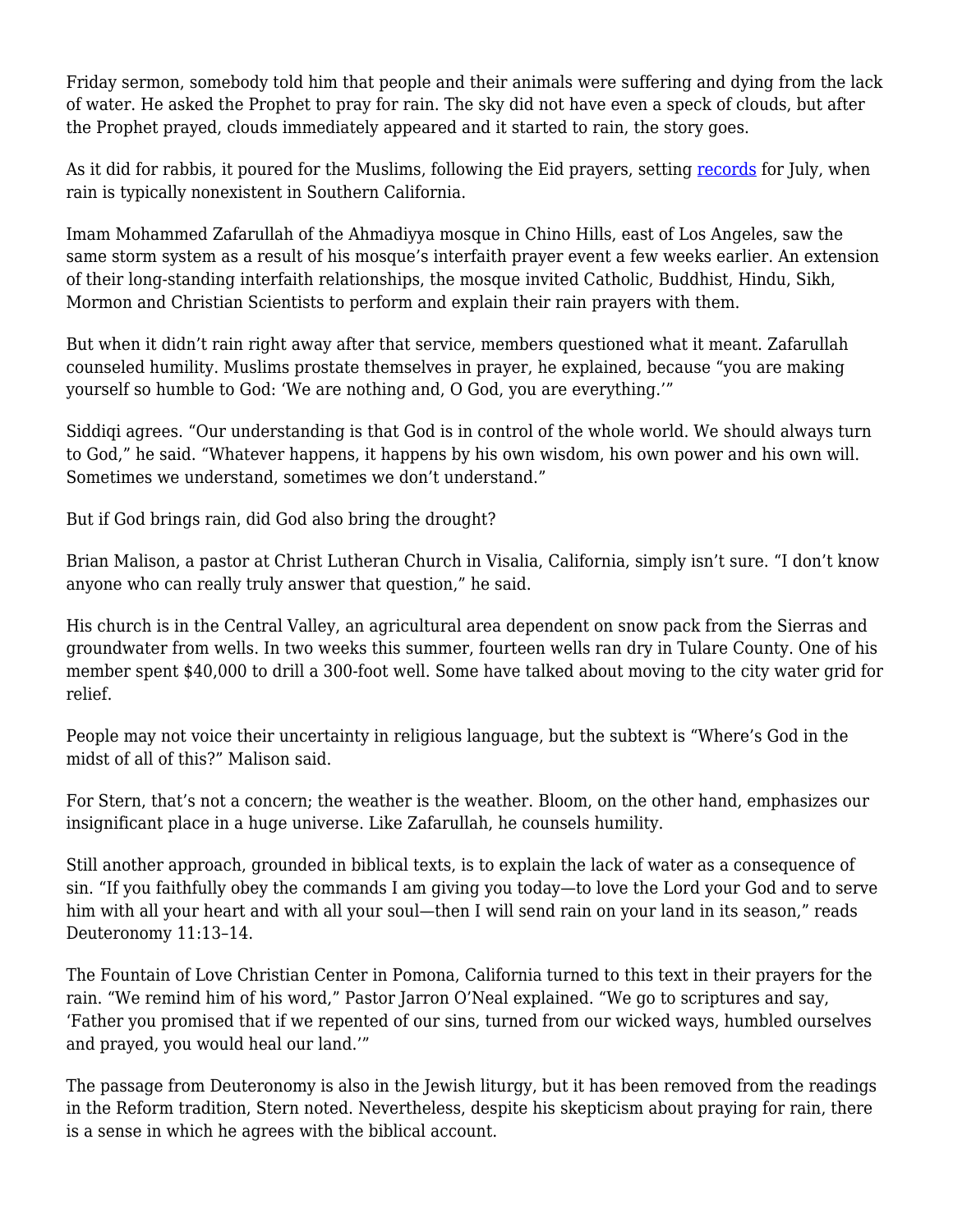Friday sermon, somebody told him that people and their animals were suffering and dying from the lack of water. He asked the Prophet to pray for rain. The sky did not have even a speck of clouds, but after the Prophet prayed, clouds immediately appeared and it started to rain, the story goes.

As it did for rabbis, it poured for the Muslims, following the Eid prayers, setting records for July, when rain is typically nonexistent in Southern California.

Imam Mohammed Zafarullah of the Ahmadiyya mosque in Chino Hills, east of Los Angeles, saw the same storm system as a result of his mosque's interfaith prayer event a few weeks earlier. An extension of their long-standing interfaith relationships, the mosque invited Catholic, Buddhist, Hindu, Sikh, Mormon and Christian Scientists to perform and explain their rain prayers with them.

But when it didn't rain right away after that service, members questioned what it meant. Zafarullah counseled humility. Muslims prostate themselves in prayer, he explained, because "you are making yourself so humble to God: 'We are nothing and, O God, you are everything.'"

Siddiqi agrees. "Our understanding is that God is in control of the whole world. We should always turn to God," he said. "Whatever happens, it happens by his own wisdom, his own power and his own will. Sometimes we understand, sometimes we don't understand."

But if God brings rain, did God also bring the drought?

Brian Malison, a pastor at Christ Lutheran Church in Visalia, California, simply isn't sure. "I don't know anyone who can really truly answer that question," he said.

His church is in the Central Valley, an agricultural area dependent on snow pack from the Sierras and groundwater from wells. In two weeks this summer, fourteen wells ran dry in Tulare County. One of his member spent $40,000 to drill a 300-foot well. Some have talked about moving to the city water grid for relief.

People may not voice their uncertainty in religious language, but the subtext is "Where's God in the midst of all of this?" Malison said.

For Stern, that's not a concern; the weather is the weather. Bloom, on the other hand, emphasizes our insignificant place in a huge universe. Like Zafarullah, he counsels humility.

Still another approach, grounded in biblical texts, is to explain the lack of water as a consequence of sin. "If you faithfully obey the commands I am giving you today—to love the Lord your God and to serve him with all your heart and with all your soul—then I will send rain on your land in its season," reads Deuteronomy 11:13–14.

The Fountain of Love Christian Center in Pomona, California turned to this text in their prayers for the rain. "We remind him of his word," Pastor Jarron O'Neal explained. "We go to scriptures and say, 'Father you promised that if we repented of our sins, turned from our wicked ways, humbled ourselves and prayed, you would heal our land.'"

The passage from Deuteronomy is also in the Jewish liturgy, but it has been removed from the readings in the Reform tradition, Stern noted. Nevertheless, despite his skepticism about praying for rain, there is a sense in which he agrees with the biblical account.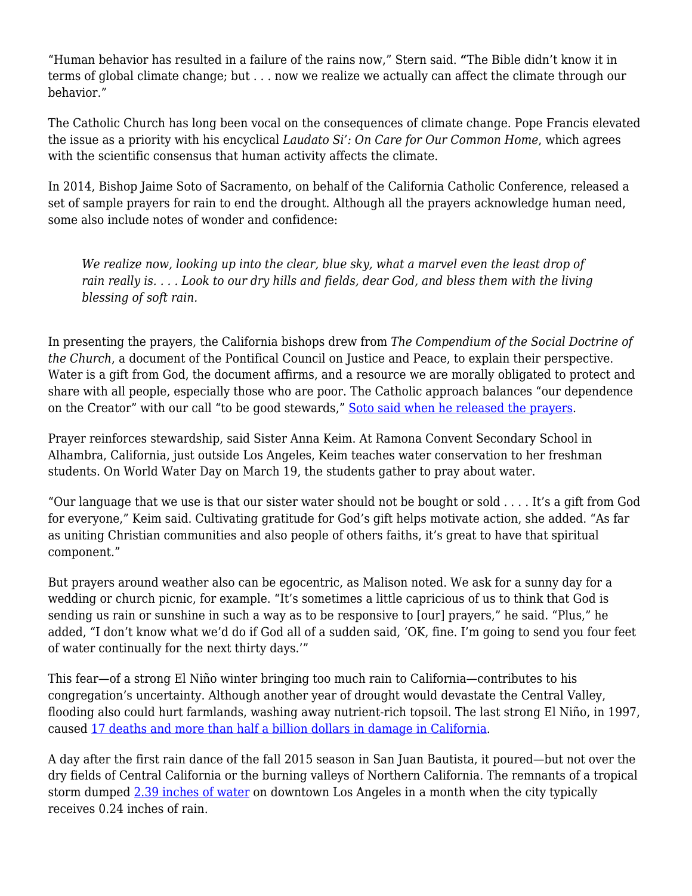"Human behavior has resulted in a failure of the rains now," Stern said. "The Bible didn't know it in terms of global climate change; but . . . now we realize we actually can affect the climate through our behavior."

The Catholic Church has long been vocal on the consequences of climate change. Pope Francis elevated the issue as a priority with his encyclical *Laudato Si': On Care for Our Common Home*, which agrees with the scientific consensus that human activity affects the climate.

In 2014, Bishop Jaime Soto of Sacramento, on behalf of the California Catholic Conference, released a set of sample prayers for rain to end the drought. Although all the prayers acknowledge human need, some also include notes of wonder and confidence:

> *We realize now, looking up into the clear, blue sky, what a marvel even the least drop of rain really is. . . . Look to our dry hills and fields, dear God, and bless them with the living blessing of soft rain.*

In presenting the prayers, the California bishops drew from *The Compendium of the Social Doctrine of the Church*, a document of the Pontifical Council on Justice and Peace, to explain their perspective. Water is a gift from God, the document affirms, and a resource we are morally obligated to protect and share with all people, especially those who are poor. The Catholic approach balances "our dependence on the Creator" with our call "to be good stewards," [Soto said when he released the prayers](#).

Prayer reinforces stewardship, said Sister Anna Keim. At Ramona Convent Secondary School in Alhambra, California, just outside Los Angeles, Keim teaches water conservation to her freshman students. On World Water Day on March 19, the students gather to pray about water.

"Our language that we use is that our sister water should not be bought or sold . . . . It's a gift from God for everyone," Keim said. Cultivating gratitude for God's gift helps motivate action, she added. "As far as uniting Christian communities and also people of others faiths, it's great to have that spiritual component."

But prayers around weather also can be egocentric, as Malison noted. We ask for a sunny day for a wedding or church picnic, for example. "It's sometimes a little capricious of us to think that God is sending us rain or sunshine in such a way as to be responsive to [our] prayers," he said. "Plus," he added, "I don't know what we'd do if God all of a sudden said, 'OK, fine. I'm going to send you four feet of water continually for the next thirty days.'"

This fear—of a strong El Niño winter bringing too much rain to California—contributes to his congregation's uncertainty. Although another year of drought would devastate the Central Valley, flooding also could hurt farmlands, washing away nutrient-rich topsoil. The last strong El Niño, in 1997, caused [17 deaths and more than half a billion dollars in damage in California](#).

A day after the first rain dance of the fall 2015 season in San Juan Bautista, it poured—but not over the dry fields of Central California or the burning valleys of Northern California. The remnants of a tropical storm dumped [2.39 inches of water](#) on downtown Los Angeles in a month when the city typically receives 0.24 inches of rain.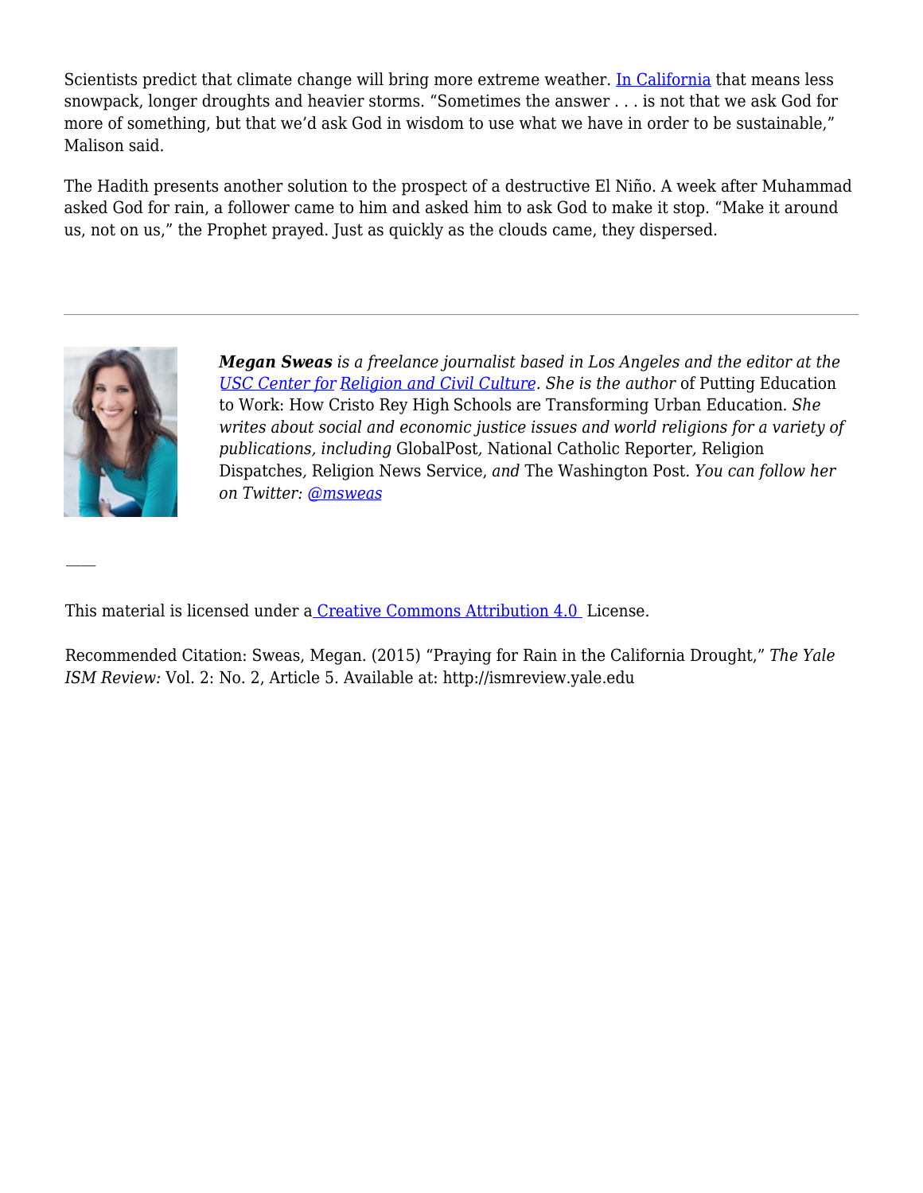Scientists predict that climate change will bring more extreme weather. In California that means less snowpack, longer droughts and heavier storms. “Sometimes the answer . . . is not that we ask God for more of something, but that we’d ask God in wisdom to use what we have in order to be sustainable,” Malison said.

The Hadith presents another solution to the prospect of a destructive El Niño. A week after Muhammad asked God for rain, a follower came to him and asked him to ask God to make it stop. “Make it around us, not on us,” the Prophet prayed. Just as quickly as the clouds came, they dispersed.

---

***Megan Sweas*** *is a freelance journalist based in Los Angeles and the editor at the USC Center for Religion and Civil Culture. She is the author* of Putting Education to Work: How Cristo Rey High Schools are Transforming Urban Education. *She writes about social and economic justice issues and world religions for a variety of publications, including* GlobalPost*,* National Catholic Reporter*,* Religion Dispatches*,* Religion News Service*, and* The Washington Post*. You can follow her on Twitter: @msweas*

____

This material is licensed under a Creative Commons Attribution 4.0 License.

Recommended Citation: Sweas, Megan. (2015) “Praying for Rain in the California Drought,” *The Yale ISM Review:* Vol. 2: No. 2, Article 5. Available at: http://ismreview.yale.edu